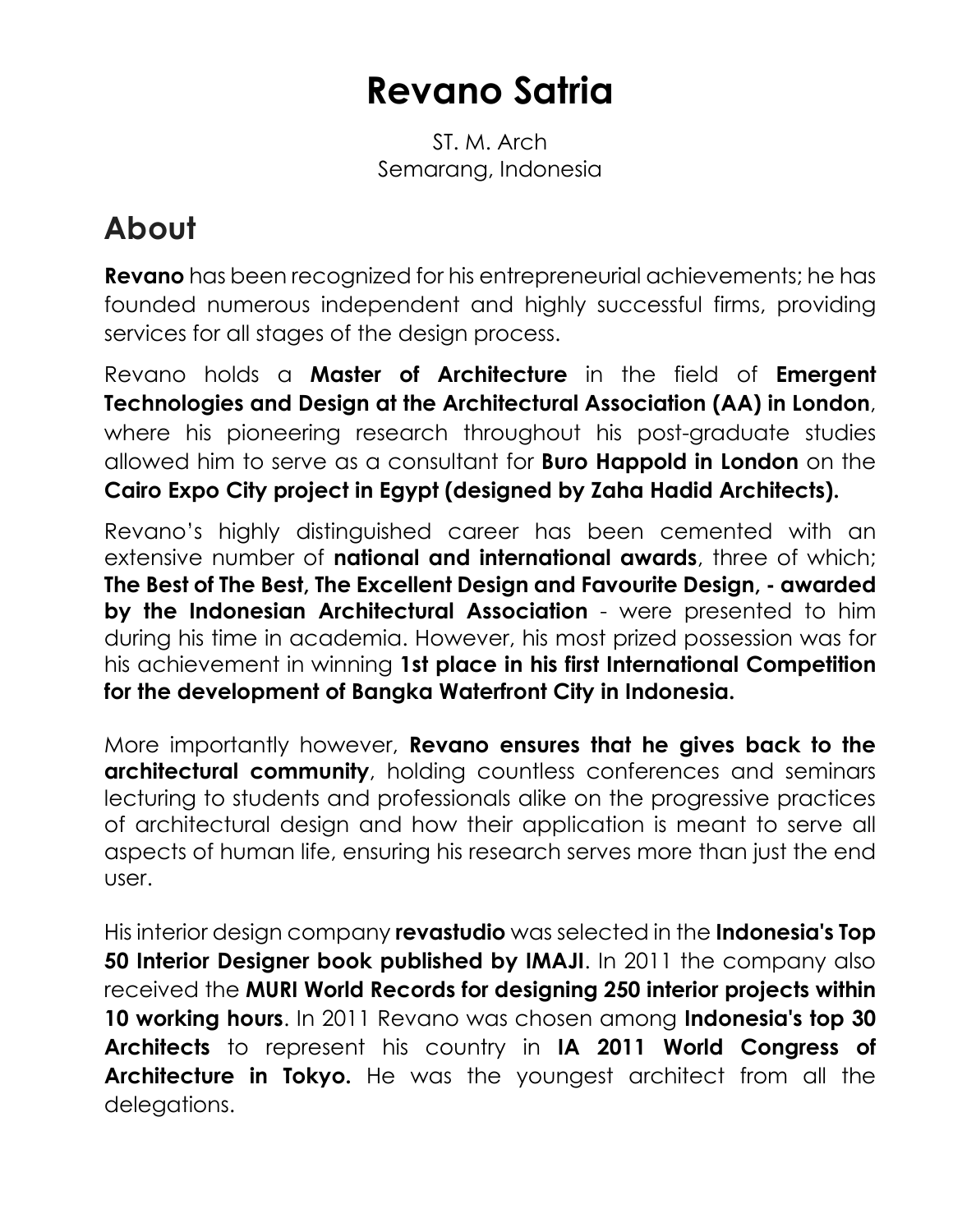# Revano Satria

ST. M. Arch
Semarang, Indonesia

## About

**Revano** has been recognized for his entrepreneurial achievements; he has founded numerous independent and highly successful firms, providing services for all stages of the design process.

Revano holds a **Master of Architecture** in the field of **Emergent Technologies and Design at the Architectural Association (AA) in London**, where his pioneering research throughout his post-graduate studies allowed him to serve as a consultant for **Buro Happold in London** on the **Cairo Expo City project in Egypt (designed by Zaha Hadid Architects).**

Revano's highly distinguished career has been cemented with an extensive number of **national and international awards**, three of which; **The Best of The Best, The Excellent Design and Favourite Design, - awarded by the Indonesian Architectural Association** - were presented to him during his time in academia. However, his most prized possession was for his achievement in winning **1st place in his first International Competition for the development of Bangka Waterfront City in Indonesia.**

More importantly however, **Revano ensures that he gives back to the architectural community**, holding countless conferences and seminars lecturing to students and professionals alike on the progressive practices of architectural design and how their application is meant to serve all aspects of human life, ensuring his research serves more than just the end user.

His interior design company **revastudio** was selected in the **Indonesia's Top 50 Interior Designer book published by IMAJI**. In 2011 the company also received the **MURI World Records for designing 250 interior projects within 10 working hours**. In 2011 Revano was chosen among **Indonesia's top 30 Architects** to represent his country in **IA 2011 World Congress of Architecture in Tokyo.** He was the youngest architect from all the delegations.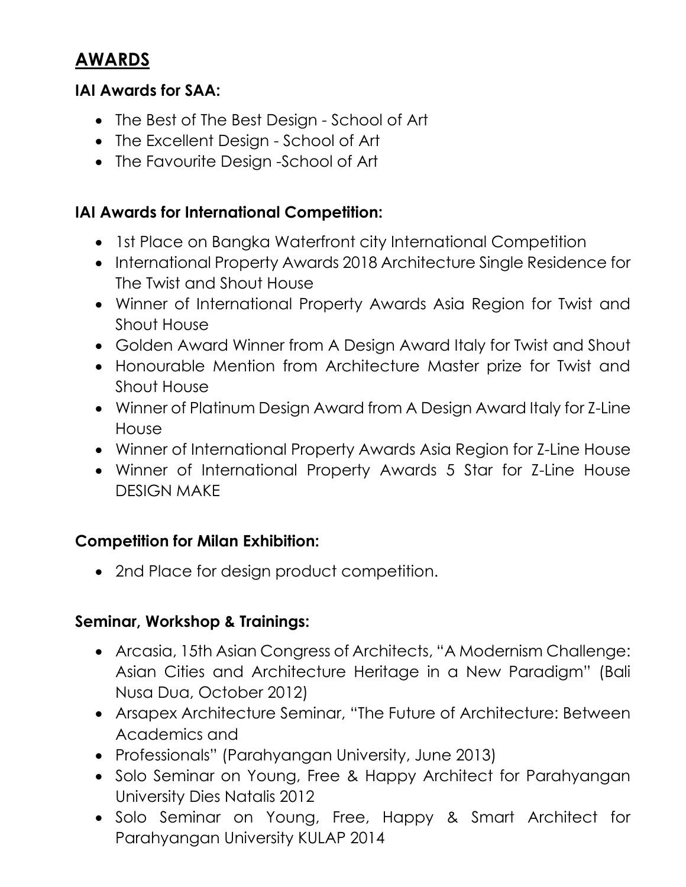## AWARDS

### IAI Awards for SAA:

- The Best of The Best Design - School of Art
- The Excellent Design - School of Art
- The Favourite Design -School of Art

### IAI Awards for International Competition:

- 1st Place on Bangka Waterfront city International Competition
- International Property Awards 2018 Architecture Single Residence for The Twist and Shout House
- Winner of International Property Awards Asia Region for Twist and Shout House
- Golden Award Winner from A Design Award Italy for Twist and Shout
- Honourable Mention from Architecture Master prize for Twist and Shout House
- Winner of Platinum Design Award from A Design Award Italy for Z-Line House
- Winner of International Property Awards Asia Region for Z-Line House
- Winner of International Property Awards 5 Star for Z-Line House DESIGN MAKE

### Competition for Milan Exhibition:

- 2nd Place for design product competition.

### Seminar, Workshop & Trainings:

- Arcasia, 15th Asian Congress of Architects, "A Modernism Challenge: Asian Cities and Architecture Heritage in a New Paradigm" (Bali Nusa Dua, October 2012)
- Arsapex Architecture Seminar, "The Future of Architecture: Between Academics and
- Professionals" (Parahyangan University, June 2013)
- Solo Seminar on Young, Free & Happy Architect for Parahyangan University Dies Natalis 2012
- Solo Seminar on Young, Free, Happy & Smart Architect for Parahyangan University KULAP 2014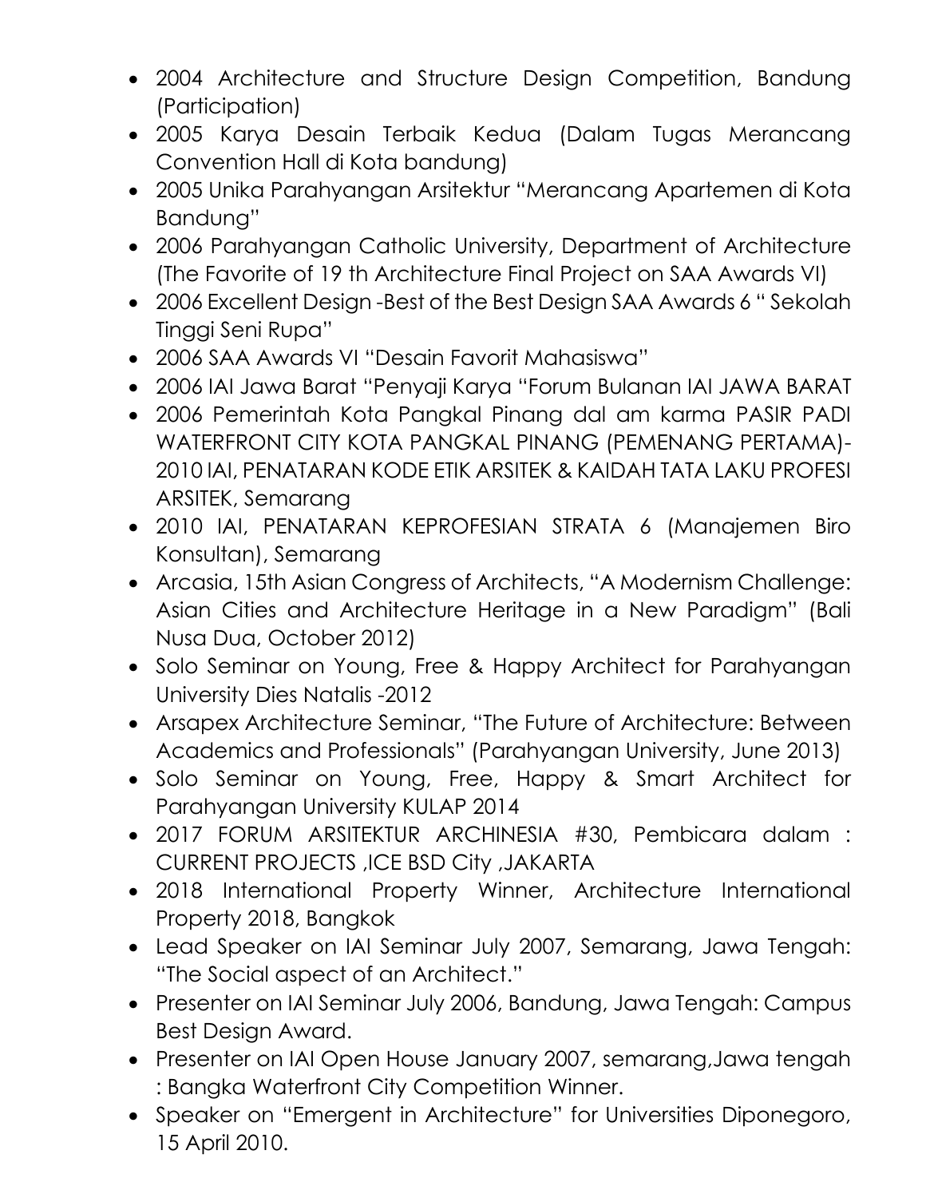- 2004 Architecture and Structure Design Competition, Bandung (Participation)
- 2005 Karya Desain Terbaik Kedua (Dalam Tugas Merancang Convention Hall di Kota bandung)
- 2005 Unika Parahyangan Arsitektur "Merancang Apartemen di Kota Bandung"
- 2006 Parahyangan Catholic University, Department of Architecture (The Favorite of 19 th Architecture Final Project on SAA Awards VI)
- 2006 Excellent Design -Best of the Best Design SAA Awards 6 " Sekolah Tinggi Seni Rupa"
- 2006 SAA Awards VI "Desain Favorit Mahasiswa"
- 2006 IAI Jawa Barat "Penyaji Karya "Forum Bulanan IAI JAWA BARAT
- 2006 Pemerintah Kota Pangkal Pinang dal am karma PASIR PADI WATERFRONT CITY KOTA PANGKAL PINANG (PEMENANG PERTAMA)-2010 IAI, PENATARAN KODE ETIK ARSITEK & KAIDAH TATA LAKU PROFESI ARSITEK, Semarang
- 2010 IAI, PENATARAN KEPROFESIAN STRATA 6 (Manajemen Biro Konsultan), Semarang
- Arcasia, 15th Asian Congress of Architects, "A Modernism Challenge: Asian Cities and Architecture Heritage in a New Paradigm" (Bali Nusa Dua, October 2012)
- Solo Seminar on Young, Free & Happy Architect for Parahyangan University Dies Natalis -2012
- Arsapex Architecture Seminar, "The Future of Architecture: Between Academics and Professionals" (Parahyangan University, June 2013)
- Solo Seminar on Young, Free, Happy & Smart Architect for Parahyangan University KULAP 2014
- 2017 FORUM ARSITEKTUR ARCHINESIA #30, Pembicara dalam : CURRENT PROJECTS ,ICE BSD City ,JAKARTA
- 2018 International Property Winner, Architecture International Property 2018, Bangkok
- Lead Speaker on IAI Seminar July 2007, Semarang, Jawa Tengah: "The Social aspect of an Architect."
- Presenter on IAI Seminar July 2006, Bandung, Jawa Tengah: Campus Best Design Award.
- Presenter on IAI Open House January 2007, semarang,Jawa tengah : Bangka Waterfront City Competition Winner.
- Speaker on "Emergent in Architecture" for Universities Diponegoro, 15 April 2010.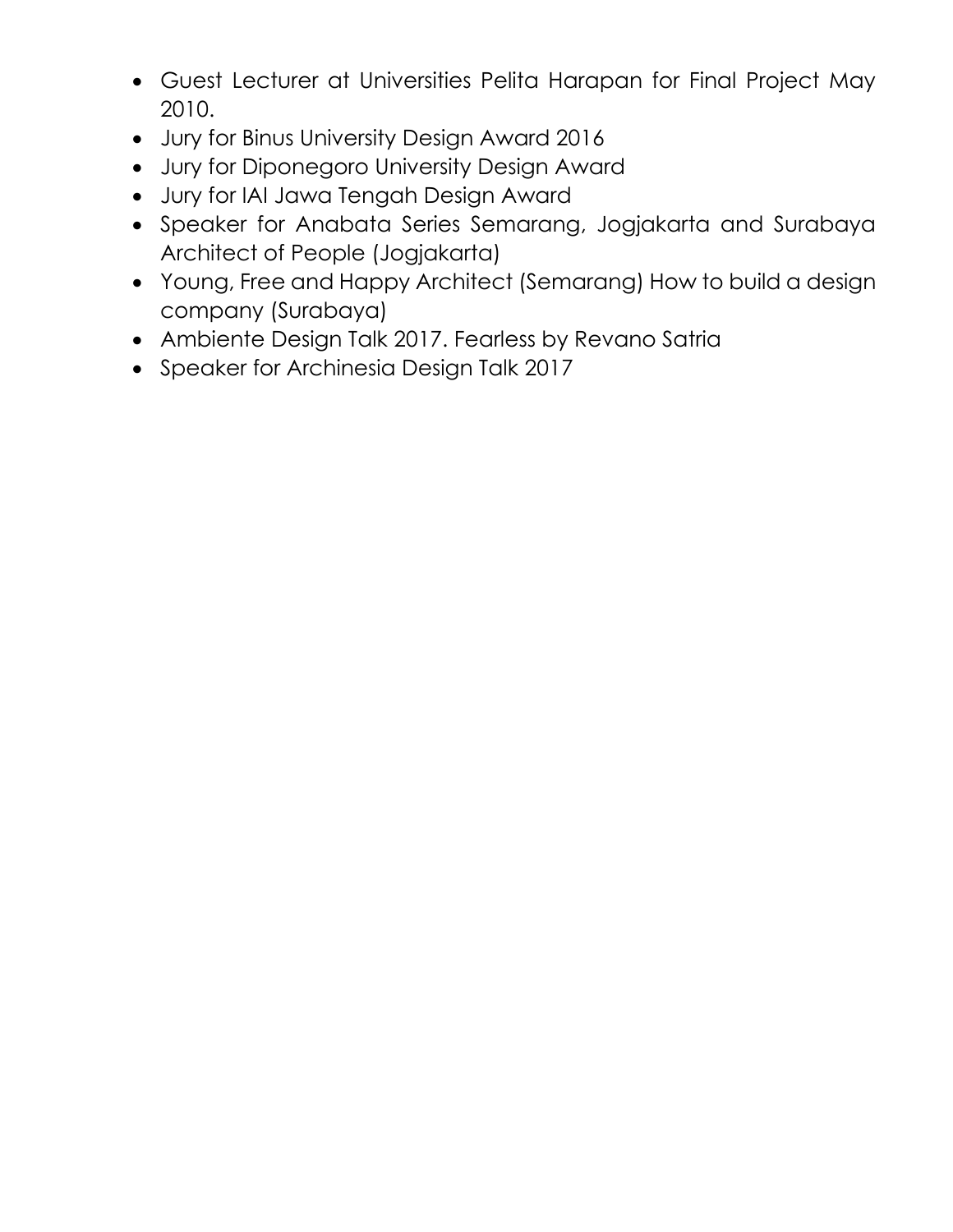- Guest Lecturer at Universities Pelita Harapan for Final Project May 2010.
- Jury for Binus University Design Award 2016
- Jury for Diponegoro University Design Award
- Jury for IAI Jawa Tengah Design Award
- Speaker for Anabata Series Semarang, Jogjakarta and Surabaya Architect of People (Jogjakarta)
- Young, Free and Happy Architect (Semarang) How to build a design company (Surabaya)
- Ambiente Design Talk 2017. Fearless by Revano Satria
- Speaker for Archinesia Design Talk 2017